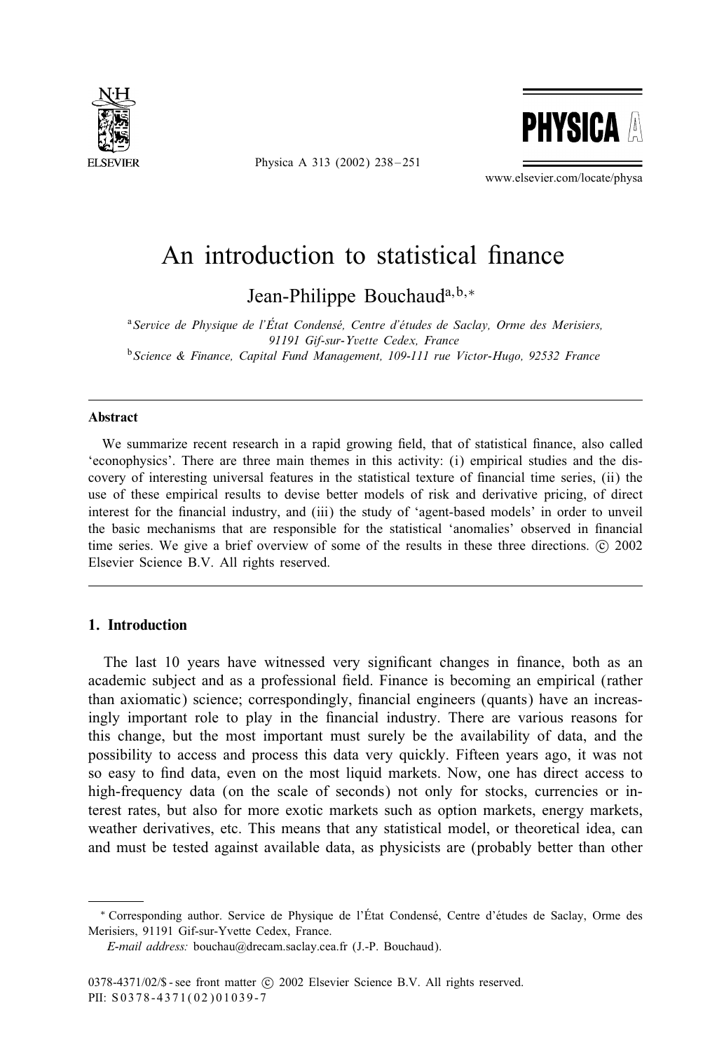# An introduction to statistical finance

Jean-Philippe Bouchaud[a,b,*]

[a] *Service de Physique de l'État Condensé, Centre d'études de Saclay, Orme des Merisiers, 91191 Gif-sur-Yvette Cedex, France*

[b] *Science & Finance, Capital Fund Management, 109-111 rue Victor-Hugo, 92532 France*

## Abstract

We summarize recent research in a rapid growing field, that of statistical finance, also called 'econophysics'. There are three main themes in this activity: (i) empirical studies and the discovery of interesting universal features in the statistical texture of financial time series, (ii) the use of these empirical results to devise better models of risk and derivative pricing, of direct interest for the financial industry, and (iii) the study of 'agent-based models' in order to unveil the basic mechanisms that are responsible for the statistical 'anomalies' observed in financial time series. We give a brief overview of some of the results in these three directions. © 2002 Elsevier Science B.V. All rights reserved.

## 1. Introduction

The last 10 years have witnessed very significant changes in finance, both as an academic subject and as a professional field. Finance is becoming an empirical (rather than axiomatic) science; correspondingly, financial engineers (quants) have an increasingly important role to play in the financial industry. There are various reasons for this change, but the most important must surely be the availability of data, and the possibility to access and process this data very quickly. Fifteen years ago, it was not so easy to find data, even on the most liquid markets. Now, one has direct access to high-frequency data (on the scale of seconds) not only for stocks, currencies or interest rates, but also for more exotic markets such as option markets, energy markets, weather derivatives, etc. This means that any statistical model, or theoretical idea, can and must be tested against available data, as physicists are (probably better than other

---

* Corresponding author. Service de Physique de l'État Condensé, Centre d'études de Saclay, Orme des Merisiers, 91191 Gif-sur-Yvette Cedex, France.

*E-mail address:* bouchau@drecam.saclay.cea.fr (J.-P. Bouchaud).

0378-4371/02/$ - see front matter © 2002 Elsevier Science B.V. All rights reserved.
PII: S0378-4371(02)01039-7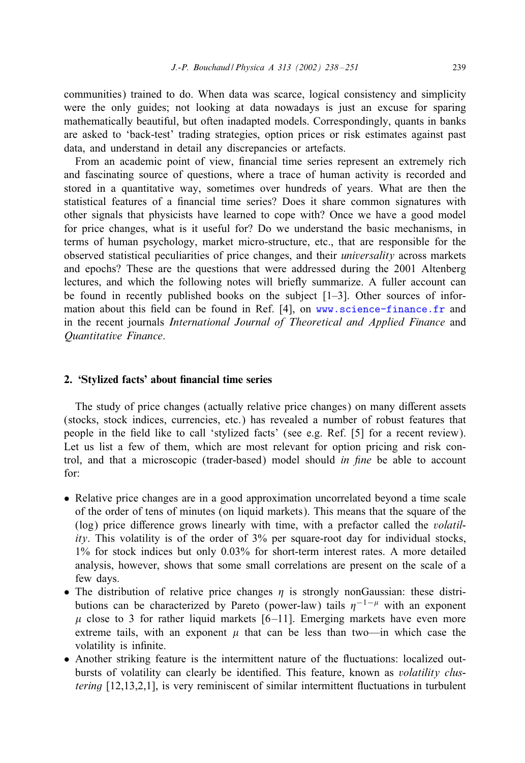communities) trained to do. When data was scarce, logical consistency and simplicity were the only guides; not looking at data nowadays is just an excuse for sparing mathematically beautiful, but often inadapted models. Correspondingly, quants in banks are asked to 'back-test' trading strategies, option prices or risk estimates against past data, and understand in detail any discrepancies or artefacts.

From an academic point of view, financial time series represent an extremely rich and fascinating source of questions, where a trace of human activity is recorded and stored in a quantitative way, sometimes over hundreds of years. What are then the statistical features of a financial time series? Does it share common signatures with other signals that physicists have learned to cope with? Once we have a good model for price changes, what is it useful for? Do we understand the basic mechanisms, in terms of human psychology, market micro-structure, etc., that are responsible for the observed statistical peculiarities of price changes, and their *universality* across markets and epochs? These are the questions that were addressed during the 2001 Altenberg lectures, and which the following notes will briefly summarize. A fuller account can be found in recently published books on the subject [1–3]. Other sources of information about this field can be found in Ref. [4], on www.science-finance.fr and in the recent journals *International Journal of Theoretical and Applied Finance* and *Quantitative Finance*.

## 2. 'Stylized facts' about financial time series

The study of price changes (actually relative price changes) on many different assets (stocks, stock indices, currencies, etc.) has revealed a number of robust features that people in the field like to call 'stylized facts' (see e.g. Ref. [5] for a recent review). Let us list a few of them, which are most relevant for option pricing and risk control, and that a microscopic (trader-based) model should *in fine* be able to account for:

- Relative price changes are in a good approximation uncorrelated beyond a time scale of the order of tens of minutes (on liquid markets). This means that the square of the (log) price difference grows linearly with time, with a prefactor called the *volatility*. This volatility is of the order of 3% per square-root day for individual stocks, 1% for stock indices but only 0.03% for short-term interest rates. A more detailed analysis, however, shows that some small correlations are present on the scale of a few days.
- The distribution of relative price changes $\eta$ is strongly nonGaussian: these distributions can be characterized by Pareto (power-law) tails $\eta^{-1-\mu}$ with an exponent $\mu$ close to 3 for rather liquid markets [6–11]. Emerging markets have even more extreme tails, with an exponent $\mu$ that can be less than two—in which case the volatility is infinite.
- Another striking feature is the intermittent nature of the fluctuations: localized outbursts of volatility can clearly be identified. This feature, known as *volatility clustering* [12,13,2,1], is very reminiscent of similar intermittent fluctuations in turbulent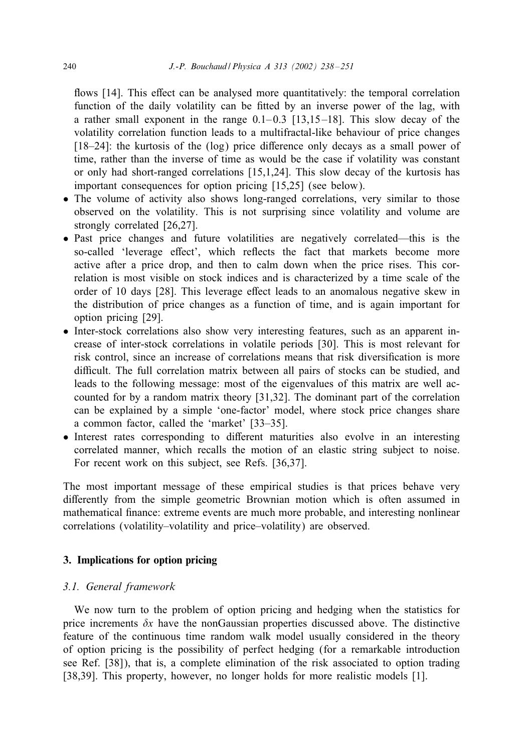flows [14]. This effect can be analysed more quantitatively: the temporal correlation function of the daily volatility can be fitted by an inverse power of the lag, with a rather small exponent in the range 0.1–0.3 [13,15–18]. This slow decay of the volatility correlation function leads to a multifractal-like behaviour of price changes [18–24]: the kurtosis of the (log) price difference only decays as a small power of time, rather than the inverse of time as would be the case if volatility was constant or only had short-ranged correlations [15,1,24]. This slow decay of the kurtosis has important consequences for option pricing [15,25] (see below).

- The volume of activity also shows long-ranged correlations, very similar to those observed on the volatility. This is not surprising since volatility and volume are strongly correlated [26,27].
- Past price changes and future volatilities are negatively correlated—this is the so-called 'leverage effect', which reflects the fact that markets become more active after a price drop, and then to calm down when the price rises. This correlation is most visible on stock indices and is characterized by a time scale of the order of 10 days [28]. This leverage effect leads to an anomalous negative skew in the distribution of price changes as a function of time, and is again important for option pricing [29].
- Inter-stock correlations also show very interesting features, such as an apparent increase of inter-stock correlations in volatile periods [30]. This is most relevant for risk control, since an increase of correlations means that risk diversification is more difficult. The full correlation matrix between all pairs of stocks can be studied, and leads to the following message: most of the eigenvalues of this matrix are well accounted for by a random matrix theory [31,32]. The dominant part of the correlation can be explained by a simple 'one-factor' model, where stock price changes share a common factor, called the 'market' [33–35].
- Interest rates corresponding to different maturities also evolve in an interesting correlated manner, which recalls the motion of an elastic string subject to noise. For recent work on this subject, see Refs. [36,37].

The most important message of these empirical studies is that prices behave very differently from the simple geometric Brownian motion which is often assumed in mathematical finance: extreme events are much more probable, and interesting nonlinear correlations (volatility–volatility and price–volatility) are observed.

## 3. Implications for option pricing

### *3.1. General framework*

We now turn to the problem of option pricing and hedging when the statistics for price increments $\delta x$ have the nonGaussian properties discussed above. The distinctive feature of the continuous time random walk model usually considered in the theory of option pricing is the possibility of perfect hedging (for a remarkable introduction see Ref. [38]), that is, a complete elimination of the risk associated to option trading [38,39]. This property, however, no longer holds for more realistic models [1].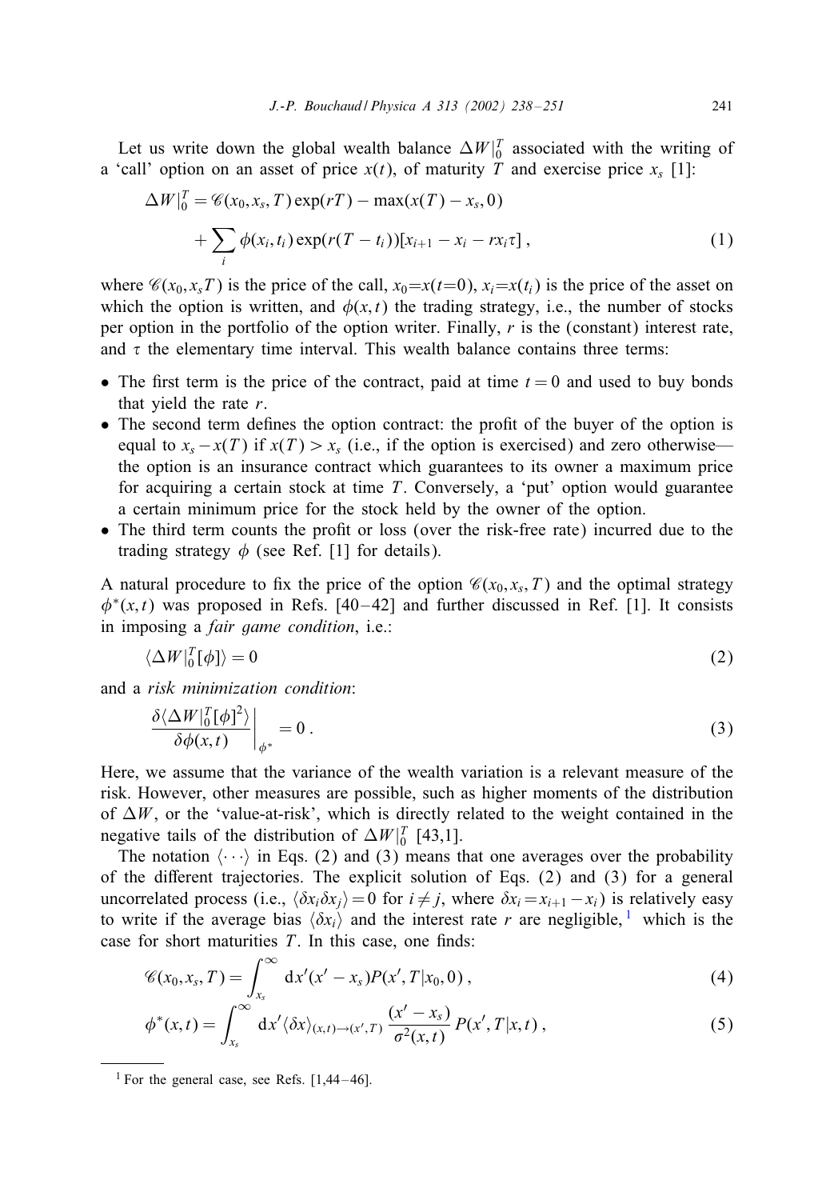Let us write down the global wealth balance $\Delta W|_0^T$ associated with the writing of a 'call' option on an asset of price $x(t)$, of maturity $T$ and exercise price $x_s$ [1]:

$$\Delta W|_0^T = \mathscr{C}(x_0, x_s, T)\exp(rT) - \max(x(T) - x_s, 0)$$
$$+ \sum_i \phi(x_i, t_i)\exp(r(T - t_i))[x_{i+1} - x_i - rx_i\tau] , \tag{1}$$

where $\mathscr{C}(x_0, x_s T)$ is the price of the call, $x_0 = x(t=0)$, $x_i = x(t_i)$ is the price of the asset on which the option is written, and $\phi(x, t)$ the trading strategy, i.e., the number of stocks per option in the portfolio of the option writer. Finally, $r$ is the (constant) interest rate, and $\tau$ the elementary time interval. This wealth balance contains three terms:

- The first term is the price of the contract, paid at time $t = 0$ and used to buy bonds that yield the rate $r$.
- The second term defines the option contract: the profit of the buyer of the option is equal to $x_s - x(T)$ if $x(T) > x_s$ (i.e., if the option is exercised) and zero otherwise—the option is an insurance contract which guarantees to its owner a maximum price for acquiring a certain stock at time $T$. Conversely, a 'put' option would guarantee a certain minimum price for the stock held by the owner of the option.
- The third term counts the profit or loss (over the risk-free rate) incurred due to the trading strategy $\phi$ (see Ref. [1] for details).

A natural procedure to fix the price of the option $\mathscr{C}(x_0, x_s, T)$ and the optimal strategy $\phi^*(x, t)$ was proposed in Refs. [40–42] and further discussed in Ref. [1]. It consists in imposing a *fair game condition*, i.e.:

$$\langle \Delta W|_0^T[\phi] \rangle = 0 \tag{2}$$

and a *risk minimization condition*:

$$\left. \frac{\delta \langle \Delta W|_0^T[\phi]^2 \rangle}{\delta \phi(x, t)} \right|_{\phi^*} = 0 . \tag{3}$$

Here, we assume that the variance of the wealth variation is a relevant measure of the risk. However, other measures are possible, such as higher moments of the distribution of $\Delta W$, or the 'value-at-risk', which is directly related to the weight contained in the negative tails of the distribution of $\Delta W|_0^T$ [43,1].

The notation $\langle \cdots \rangle$ in Eqs. (2) and (3) means that one averages over the probability of the different trajectories. The explicit solution of Eqs. (2) and (3) for a general uncorrelated process (i.e., $\langle \delta x_i \delta x_j \rangle = 0$ for $i \neq j$, where $\delta x_i = x_{i+1} - x_i$) is relatively easy to write if the average bias $\langle \delta x_i \rangle$ and the interest rate $r$ are negligible, [1] which is the case for short maturities $T$. In this case, one finds:

$$\mathscr{C}(x_0, x_s, T) = \int_{x_s}^{\infty} \mathrm{d}x'(x' - x_s)P(x', T|x_0, 0) , \tag{4}$$

$$\phi^*(x, t) = \int_{x_s}^{\infty} \mathrm{d}x' \langle \delta x \rangle_{(x,t)\to(x',T)} \frac{(x' - x_s)}{\sigma^2(x, t)} P(x', T|x, t) , \tag{5}$$

[1] For the general case, see Refs. [1,44–46].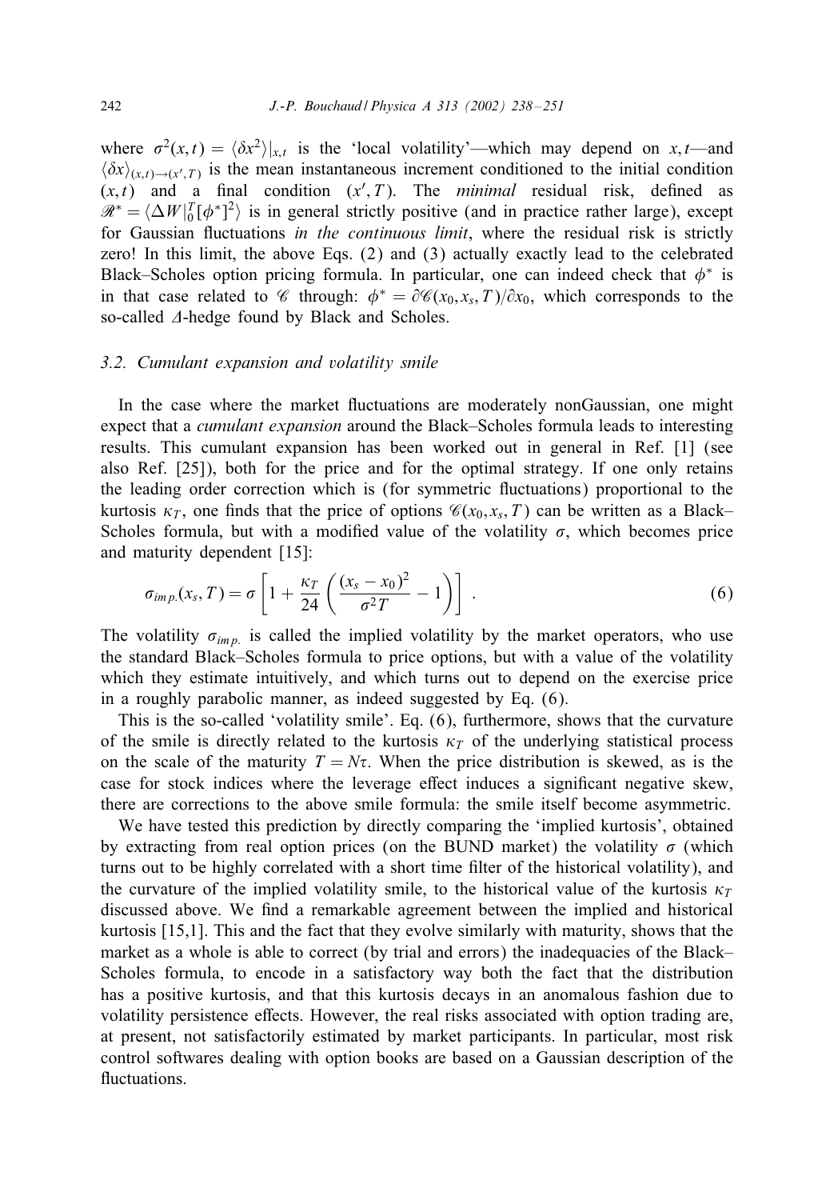where $\sigma^2(x,t) = \langle \delta x^2 \rangle|_{x,t}$ is the 'local volatility'—which may depend on $x, t$—and $\langle \delta x \rangle_{(x,t)\to(x',T)}$ is the mean instantaneous increment conditioned to the initial condition $(x,t)$ and a final condition $(x',T)$. The *minimal* residual risk, defined as $\mathscr{R}^* = \langle \Delta W|_0^T[\phi^*]^2 \rangle$ is in general strictly positive (and in practice rather large), except for Gaussian fluctuations *in the continuous limit*, where the residual risk is strictly zero! In this limit, the above Eqs. (2) and (3) actually exactly lead to the celebrated Black–Scholes option pricing formula. In particular, one can indeed check that $\phi^*$ is in that case related to $\mathscr{C}$ through: $\phi^* = \partial \mathscr{C}(x_0, x_s, T)/\partial x_0$, which corresponds to the so-called $\Delta$-hedge found by Black and Scholes.

### 3.2. Cumulant expansion and volatility smile

In the case where the market fluctuations are moderately nonGaussian, one might expect that a *cumulant expansion* around the Black–Scholes formula leads to interesting results. This cumulant expansion has been worked out in general in Ref. [1] (see also Ref. [25]), both for the price and for the optimal strategy. If one only retains the leading order correction which is (for symmetric fluctuations) proportional to the kurtosis $\kappa_T$, one finds that the price of options $\mathscr{C}(x_0, x_s, T)$ can be written as a Black–Scholes formula, but with a modified value of the volatility $\sigma$, which becomes price and maturity dependent [15]:

$$\sigma_{imp.}(x_s, T) = \sigma \left[ 1 + \frac{\kappa_T}{24} \left( \frac{(x_s - x_0)^2}{\sigma^2 T} - 1 \right) \right] . \tag{6}$$

The volatility $\sigma_{imp.}$ is called the implied volatility by the market operators, who use the standard Black–Scholes formula to price options, but with a value of the volatility which they estimate intuitively, and which turns out to depend on the exercise price in a roughly parabolic manner, as indeed suggested by Eq. (6).

This is the so-called 'volatility smile'. Eq. (6), furthermore, shows that the curvature of the smile is directly related to the kurtosis $\kappa_T$ of the underlying statistical process on the scale of the maturity $T = N\tau$. When the price distribution is skewed, as is the case for stock indices where the leverage effect induces a significant negative skew, there are corrections to the above smile formula: the smile itself become asymmetric.

We have tested this prediction by directly comparing the 'implied kurtosis', obtained by extracting from real option prices (on the BUND market) the volatility $\sigma$ (which turns out to be highly correlated with a short time filter of the historical volatility), and the curvature of the implied volatility smile, to the historical value of the kurtosis $\kappa_T$ discussed above. We find a remarkable agreement between the implied and historical kurtosis [15,1]. This and the fact that they evolve similarly with maturity, shows that the market as a whole is able to correct (by trial and errors) the inadequacies of the Black–Scholes formula, to encode in a satisfactory way both the fact that the distribution has a positive kurtosis, and that this kurtosis decays in an anomalous fashion due to volatility persistence effects. However, the real risks associated with option trading are, at present, not satisfactorily estimated by market participants. In particular, most risk control softwares dealing with option books are based on a Gaussian description of the fluctuations.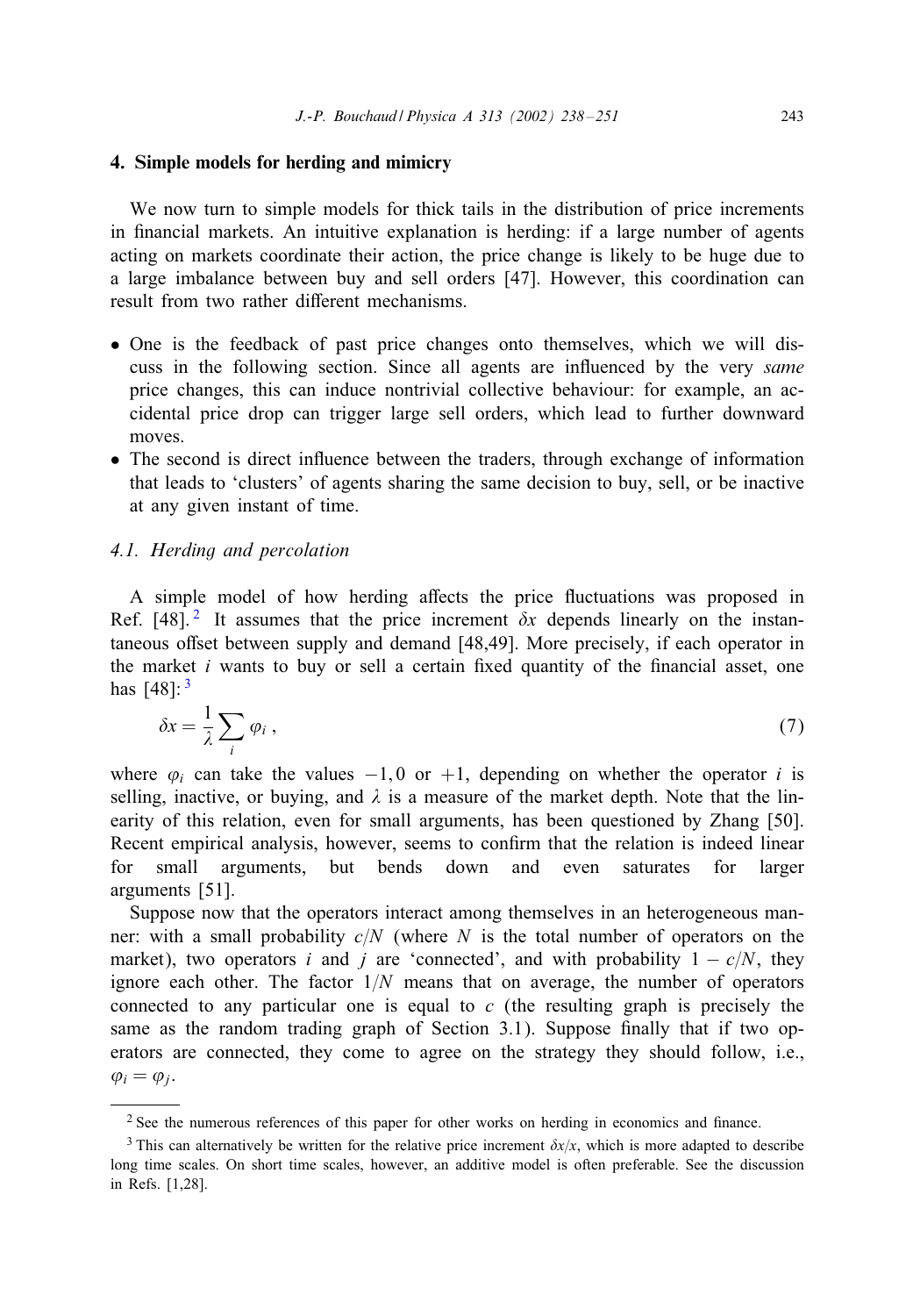## 4. Simple models for herding and mimicry

We now turn to simple models for thick tails in the distribution of price increments in financial markets. An intuitive explanation is herding: if a large number of agents acting on markets coordinate their action, the price change is likely to be huge due to a large imbalance between buy and sell orders [47]. However, this coordination can result from two rather different mechanisms.

- One is the feedback of past price changes onto themselves, which we will discuss in the following section. Since all agents are influenced by the very *same* price changes, this can induce nontrivial collective behaviour: for example, an accidental price drop can trigger large sell orders, which lead to further downward moves.
- The second is direct influence between the traders, through exchange of information that leads to 'clusters' of agents sharing the same decision to buy, sell, or be inactive at any given instant of time.

### 4.1. Herding and percolation

A simple model of how herding affects the price fluctuations was proposed in Ref. [48].[2] It assumes that the price increment $\delta x$ depends linearly on the instantaneous offset between supply and demand [48,49]. More precisely, if each operator in the market $i$ wants to buy or sell a certain fixed quantity of the financial asset, one has [48]:[3]

$$\delta x = \frac{1}{\lambda} \sum_i \varphi_i \,, \tag{7}$$

where $\varphi_i$ can take the values $-1, 0$ or $+1$, depending on whether the operator $i$ is selling, inactive, or buying, and $\lambda$ is a measure of the market depth. Note that the linearity of this relation, even for small arguments, has been questioned by Zhang [50]. Recent empirical analysis, however, seems to confirm that the relation is indeed linear for small arguments, but bends down and even saturates for larger arguments [51].

Suppose now that the operators interact among themselves in an heterogeneous manner: with a small probability $c/N$ (where $N$ is the total number of operators on the market), two operators $i$ and $j$ are 'connected', and with probability $1 - c/N$, they ignore each other. The factor $1/N$ means that on average, the number of operators connected to any particular one is equal to $c$ (the resulting graph is precisely the same as the random trading graph of Section 3.1). Suppose finally that if two operators are connected, they come to agree on the strategy they should follow, i.e., $\varphi_i = \varphi_j$.

[2] See the numerous references of this paper for other works on herding in economics and finance.

[3] This can alternatively be written for the relative price increment $\delta x/x$, which is more adapted to describe long time scales. On short time scales, however, an additive model is often preferable. See the discussion in Refs. [1,28].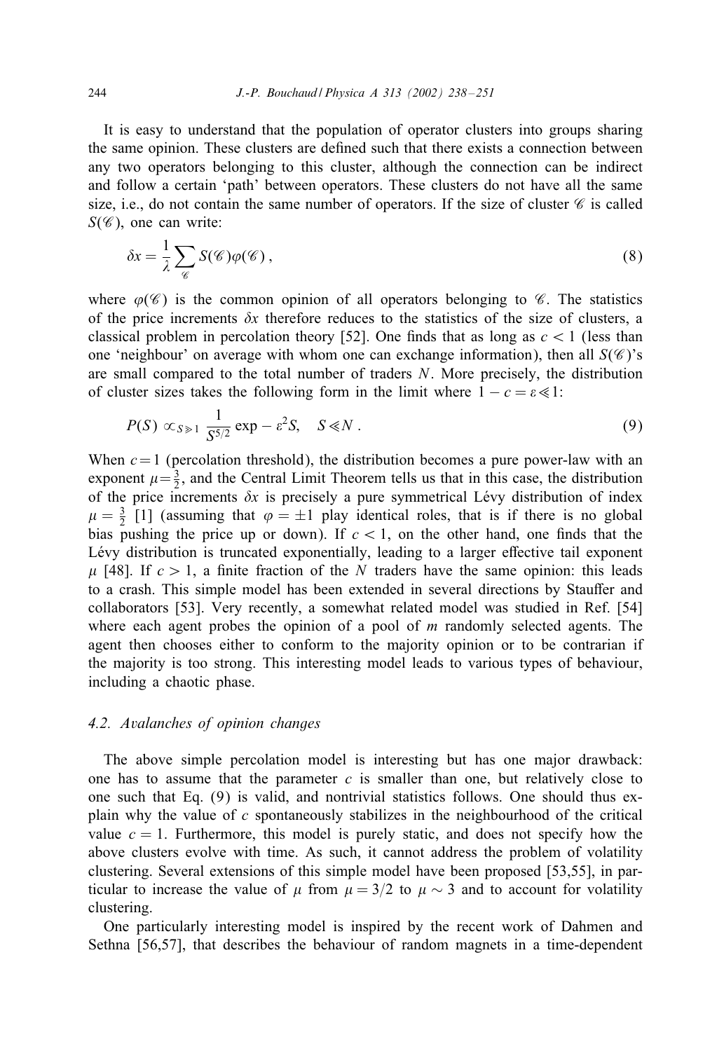It is easy to understand that the population of operator clusters into groups sharing the same opinion. These clusters are defined such that there exists a connection between any two operators belonging to this cluster, although the connection can be indirect and follow a certain 'path' between operators. These clusters do not have all the same size, i.e., do not contain the same number of operators. If the size of cluster $\mathscr{C}$ is called $S(\mathscr{C})$, one can write:

$$\delta x = \frac{1}{\lambda} \sum_{\mathscr{C}} S(\mathscr{C}) \varphi(\mathscr{C}) \,, \tag{8}$$

where $\varphi(\mathscr{C})$ is the common opinion of all operators belonging to $\mathscr{C}$. The statistics of the price increments $\delta x$ therefore reduces to the statistics of the size of clusters, a classical problem in percolation theory [52]. One finds that as long as $c < 1$ (less than one 'neighbour' on average with whom one can exchange information), then all $S(\mathscr{C})$'s are small compared to the total number of traders $N$. More precisely, the distribution of cluster sizes takes the following form in the limit where $1 - c = \varepsilon \ll 1$:

$$P(S) \propto_{S \gg 1} \frac{1}{S^{5/2}} \exp - \varepsilon^2 S, \quad S \ll N \,. \tag{9}$$

When $c = 1$ (percolation threshold), the distribution becomes a pure power-law with an exponent $\mu = \frac{3}{2}$, and the Central Limit Theorem tells us that in this case, the distribution of the price increments $\delta x$ is precisely a pure symmetrical Lévy distribution of index $\mu = \frac{3}{2}$ [1] (assuming that $\varphi = \pm 1$ play identical roles, that is if there is no global bias pushing the price up or down). If $c < 1$, on the other hand, one finds that the Lévy distribution is truncated exponentially, leading to a larger effective tail exponent $\mu$ [48]. If $c > 1$, a finite fraction of the $N$ traders have the same opinion: this leads to a crash. This simple model has been extended in several directions by Stauffer and collaborators [53]. Very recently, a somewhat related model was studied in Ref. [54] where each agent probes the opinion of a pool of $m$ randomly selected agents. The agent then chooses either to conform to the majority opinion or to be contrarian if the majority is too strong. This interesting model leads to various types of behaviour, including a chaotic phase.

### 4.2. Avalanches of opinion changes

The above simple percolation model is interesting but has one major drawback: one has to assume that the parameter $c$ is smaller than one, but relatively close to one such that Eq. (9) is valid, and nontrivial statistics follows. One should thus explain why the value of $c$ spontaneously stabilizes in the neighbourhood of the critical value $c = 1$. Furthermore, this model is purely static, and does not specify how the above clusters evolve with time. As such, it cannot address the problem of volatility clustering. Several extensions of this simple model have been proposed [53,55], in particular to increase the value of $\mu$ from $\mu = 3/2$ to $\mu \sim 3$ and to account for volatility clustering.

One particularly interesting model is inspired by the recent work of Dahmen and Sethna [56,57], that describes the behaviour of random magnets in a time-dependent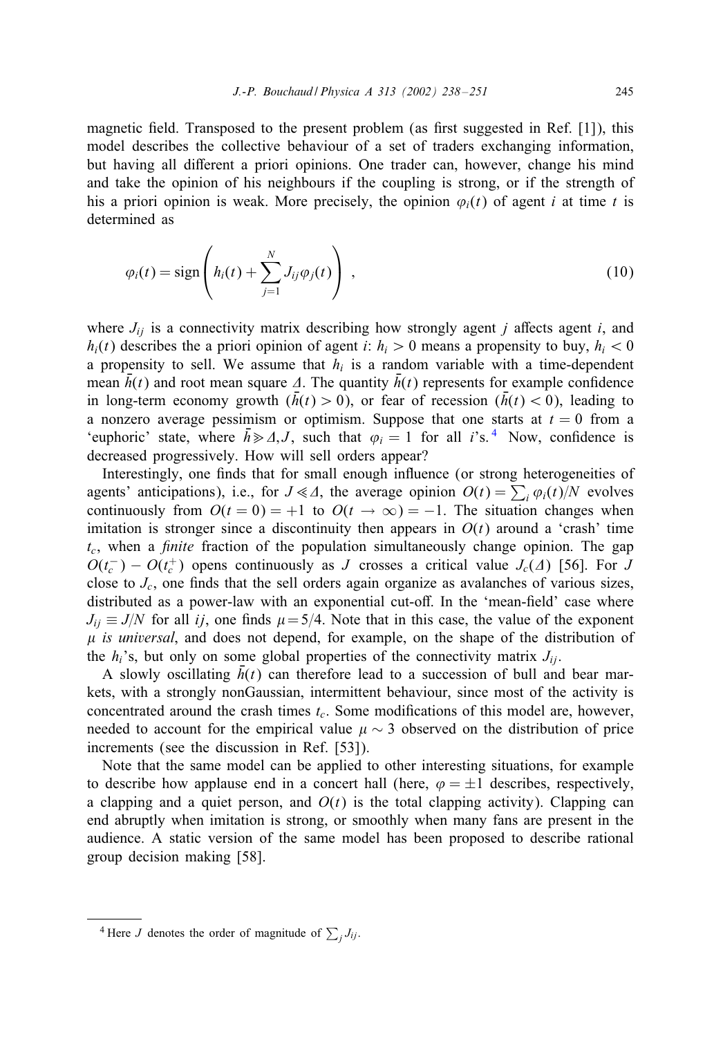magnetic field. Transposed to the present problem (as first suggested in Ref. [1]), this model describes the collective behaviour of a set of traders exchanging information, but having all different a priori opinions. One trader can, however, change his mind and take the opinion of his neighbours if the coupling is strong, or if the strength of his a priori opinion is weak. More precisely, the opinion $\varphi_i(t)$ of agent $i$ at time $t$ is determined as

$$\varphi_i(t) = \text{sign}\left( h_i(t) + \sum_{j=1}^{N} J_{ij}\varphi_j(t) \right) , \tag{10}$$

where $J_{ij}$ is a connectivity matrix describing how strongly agent $j$ affects agent $i$, and $h_i(t)$ describes the a priori opinion of agent $i$: $h_i > 0$ means a propensity to buy, $h_i < 0$ a propensity to sell. We assume that $h_i$ is a random variable with a time-dependent mean $\bar{h}(t)$ and root mean square $\Delta$. The quantity $\bar{h}(t)$ represents for example confidence in long-term economy growth ($\bar{h}(t) > 0$), or fear of recession ($\bar{h}(t) < 0$), leading to a nonzero average pessimism or optimism. Suppose that one starts at $t = 0$ from a 'euphoric' state, where $\bar{h} \gg \Delta, J$, such that $\varphi_i = 1$ for all $i$'s.[4] Now, confidence is decreased progressively. How will sell orders appear?

Interestingly, one finds that for small enough influence (or strong heterogeneities of agents' anticipations), i.e., for $J \ll \Delta$, the average opinion $O(t) = \sum_i \varphi_i(t)/N$ evolves continuously from $O(t = 0) = +1$ to $O(t \to \infty) = -1$. The situation changes when imitation is stronger since a discontinuity then appears in $O(t)$ around a 'crash' time $t_c$, when a *finite* fraction of the population simultaneously change opinion. The gap $O(t_c^-) - O(t_c^+)$ opens continuously as $J$ crosses a critical value $J_c(\Delta)$ [56]. For $J$ close to $J_c$, one finds that the sell orders again organize as avalanches of various sizes, distributed as a power-law with an exponential cut-off. In the 'mean-field' case where $J_{ij} \equiv J/N$ for all $ij$, one finds $\mu = 5/4$. Note that in this case, the value of the exponent $\mu$ *is universal*, and does not depend, for example, on the shape of the distribution of the $h_i$'s, but only on some global properties of the connectivity matrix $J_{ij}$.

A slowly oscillating $\bar{h}(t)$ can therefore lead to a succession of bull and bear markets, with a strongly nonGaussian, intermittent behaviour, since most of the activity is concentrated around the crash times $t_c$. Some modifications of this model are, however, needed to account for the empirical value $\mu \sim 3$ observed on the distribution of price increments (see the discussion in Ref. [53]).

Note that the same model can be applied to other interesting situations, for example to describe how applause end in a concert hall (here, $\varphi = \pm 1$ describes, respectively, a clapping and a quiet person, and $O(t)$ is the total clapping activity). Clapping can end abruptly when imitation is strong, or smoothly when many fans are present in the audience. A static version of the same model has been proposed to describe rational group decision making [58].

[4] Here $J$ denotes the order of magnitude of $\sum_j J_{ij}$.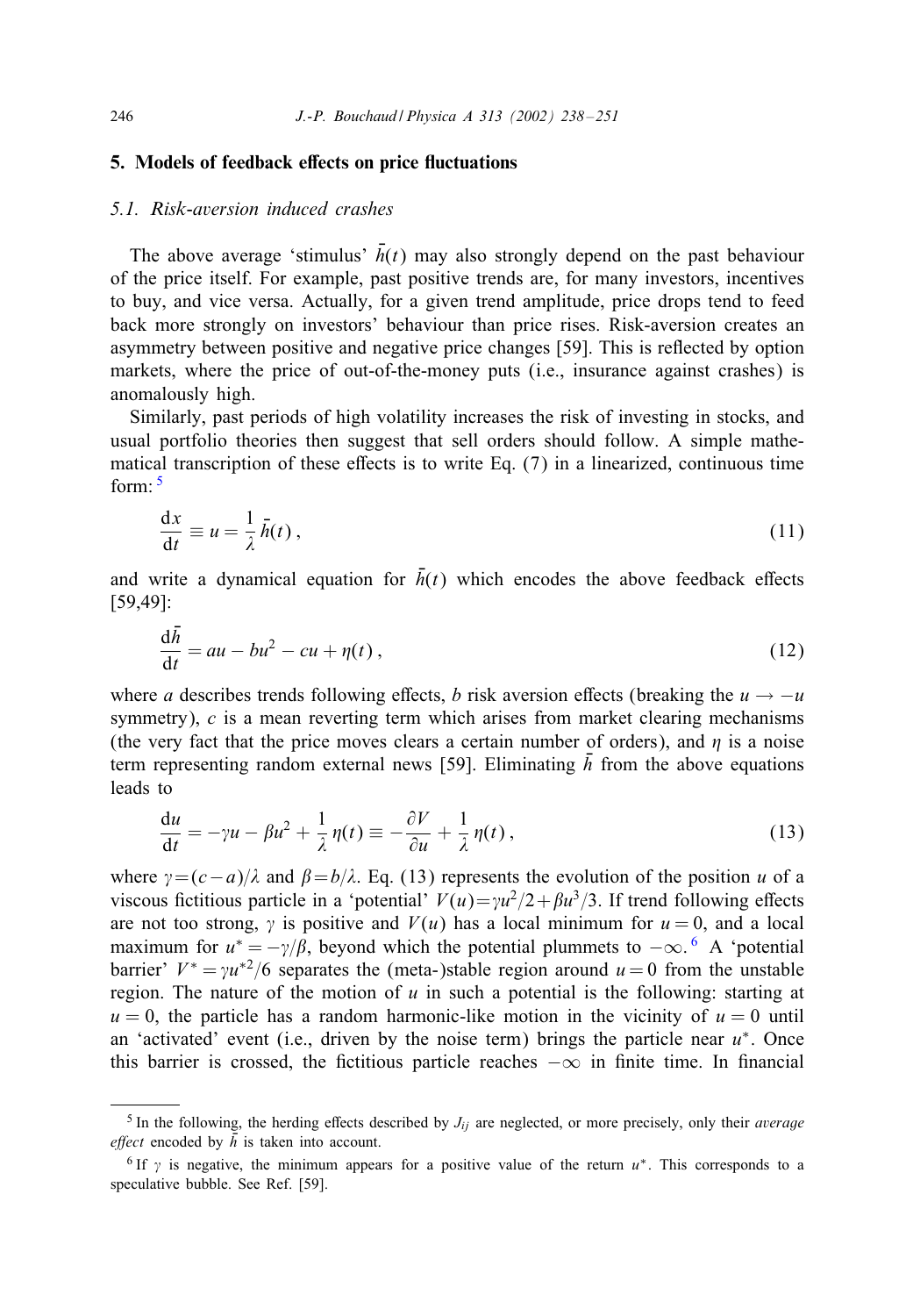## 5. Models of feedback effects on price fluctuations

### 5.1. Risk-aversion induced crashes

The above average 'stimulus' $\bar{h}(t)$ may also strongly depend on the past behaviour of the price itself. For example, past positive trends are, for many investors, incentives to buy, and vice versa. Actually, for a given trend amplitude, price drops tend to feed back more strongly on investors' behaviour than price rises. Risk-aversion creates an asymmetry between positive and negative price changes [59]. This is reflected by option markets, where the price of out-of-the-money puts (i.e., insurance against crashes) is anomalously high.

Similarly, past periods of high volatility increases the risk of investing in stocks, and usual portfolio theories then suggest that sell orders should follow. A simple mathematical transcription of these effects is to write Eq. (7) in a linearized, continuous time form: [5]

$$\frac{\mathrm{d}x}{\mathrm{d}t} \equiv u = \frac{1}{\lambda}\,\bar{h}(t)\,, \tag{11}$$

and write a dynamical equation for $\bar{h}(t)$ which encodes the above feedback effects [59,49]:

$$\frac{\mathrm{d}\bar{h}}{\mathrm{d}t} = au - bu^2 - cu + \eta(t)\,, \tag{12}$$

where $a$ describes trends following effects, $b$ risk aversion effects (breaking the $u \to -u$ symmetry), $c$ is a mean reverting term which arises from market clearing mechanisms (the very fact that the price moves clears a certain number of orders), and $\eta$ is a noise term representing random external news [59]. Eliminating $\bar{h}$ from the above equations leads to

$$\frac{\mathrm{d}u}{\mathrm{d}t} = -\gamma u - \beta u^2 + \frac{1}{\lambda}\,\eta(t) \equiv -\frac{\partial V}{\partial u} + \frac{1}{\lambda}\,\eta(t)\,, \tag{13}$$

where $\gamma = (c-a)/\lambda$ and $\beta = b/\lambda$. Eq. (13) represents the evolution of the position $u$ of a viscous fictitious particle in a 'potential' $V(u) = \gamma u^2/2 + \beta u^3/3$. If trend following effects are not too strong, $\gamma$ is positive and $V(u)$ has a local minimum for $u = 0$, and a local maximum for $u^* = -\gamma/\beta$, beyond which the potential plummets to $-\infty$. [6] A 'potential barrier' $V^* = \gamma u^{*2}/6$ separates the (meta-)stable region around $u = 0$ from the unstable region. The nature of the motion of $u$ in such a potential is the following: starting at $u = 0$, the particle has a random harmonic-like motion in the vicinity of $u = 0$ until an 'activated' event (i.e., driven by the noise term) brings the particle near $u^*$. Once this barrier is crossed, the fictitious particle reaches $-\infty$ in finite time. In financial

---

[5] In the following, the herding effects described by $J_{ij}$ are neglected, or more precisely, only their *average effect* encoded by $\bar{h}$ is taken into account.

[6] If $\gamma$ is negative, the minimum appears for a positive value of the return $u^*$. This corresponds to a speculative bubble. See Ref. [59].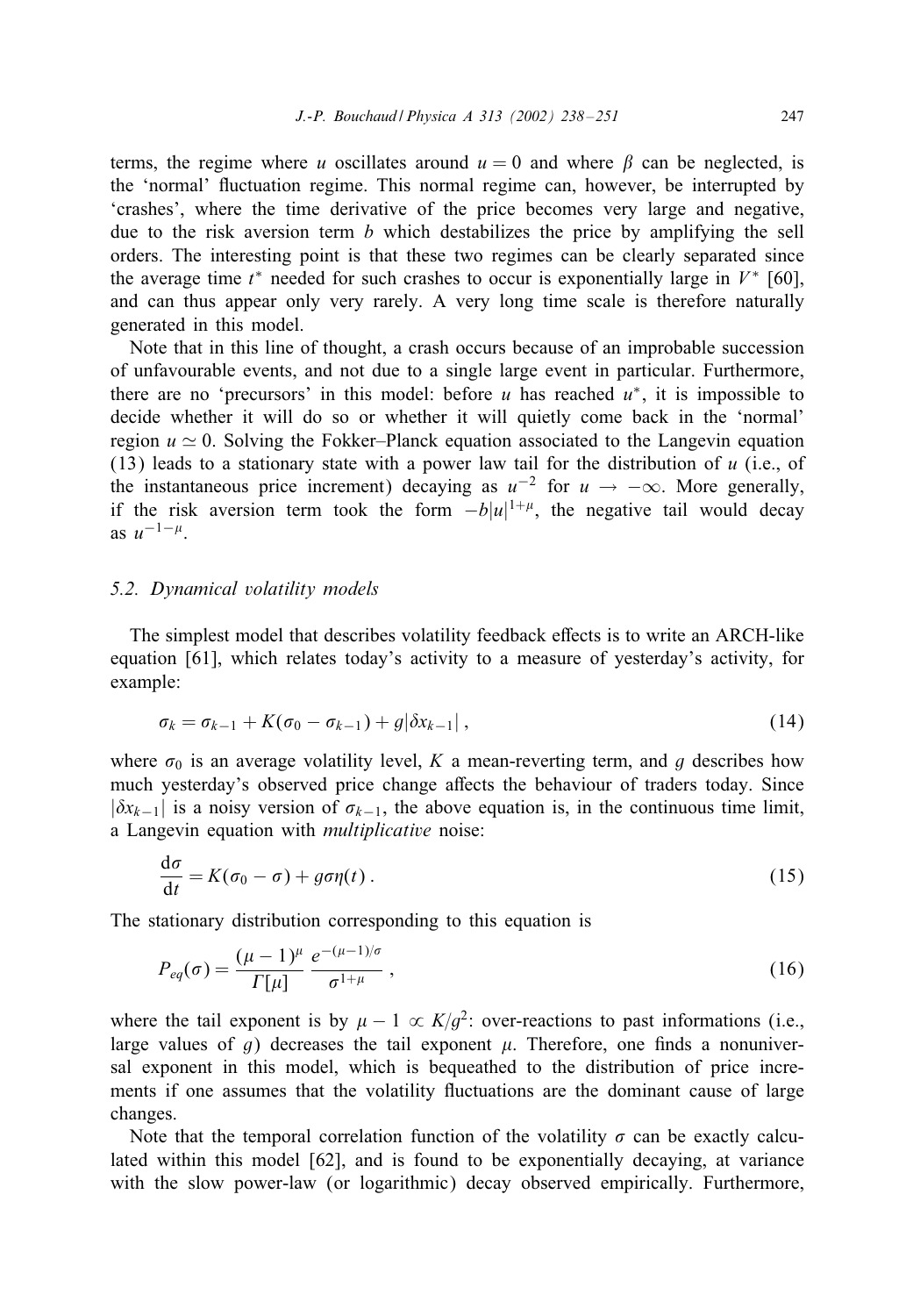terms, the regime where $u$ oscillates around $u = 0$ and where $\beta$ can be neglected, is the 'normal' fluctuation regime. This normal regime can, however, be interrupted by 'crashes', where the time derivative of the price becomes very large and negative, due to the risk aversion term $b$ which destabilizes the price by amplifying the sell orders. The interesting point is that these two regimes can be clearly separated since the average time $t^*$ needed for such crashes to occur is exponentially large in $V^*$ [60], and can thus appear only very rarely. A very long time scale is therefore naturally generated in this model.

Note that in this line of thought, a crash occurs because of an improbable succession of unfavourable events, and not due to a single large event in particular. Furthermore, there are no 'precursors' in this model: before $u$ has reached $u^*$, it is impossible to decide whether it will do so or whether it will quietly come back in the 'normal' region $u \simeq 0$. Solving the Fokker–Planck equation associated to the Langevin equation (13) leads to a stationary state with a power law tail for the distribution of $u$ (i.e., of the instantaneous price increment) decaying as $u^{-2}$ for $u \to -\infty$. More generally, if the risk aversion term took the form $-b|u|^{1+\mu}$, the negative tail would decay as $u^{-1-\mu}$.

### 5.2. Dynamical volatility models

The simplest model that describes volatility feedback effects is to write an ARCH-like equation [61], which relates today's activity to a measure of yesterday's activity, for example:

$$\sigma_k = \sigma_{k-1} + K(\sigma_0 - \sigma_{k-1}) + g|\delta x_{k-1}| \,, \tag{14}$$

where $\sigma_0$ is an average volatility level, $K$ a mean-reverting term, and $g$ describes how much yesterday's observed price change affects the behaviour of traders today. Since $|\delta x_{k-1}|$ is a noisy version of $\sigma_{k-1}$, the above equation is, in the continuous time limit, a Langevin equation with *multiplicative* noise:

$$\frac{d\sigma}{dt} = K(\sigma_0 - \sigma) + g\sigma\eta(t) \,. \tag{15}$$

The stationary distribution corresponding to this equation is

$$P_{eq}(\sigma) = \frac{(\mu - 1)^{\mu}}{\Gamma[\mu]} \frac{e^{-(\mu-1)/\sigma}}{\sigma^{1+\mu}} \,, \tag{16}$$

where the tail exponent is by $\mu - 1 \propto K/g^2$: over-reactions to past informations (i.e., large values of $g$) decreases the tail exponent $\mu$. Therefore, one finds a nonuniversal exponent in this model, which is bequeathed to the distribution of price increments if one assumes that the volatility fluctuations are the dominant cause of large changes.

Note that the temporal correlation function of the volatility $\sigma$ can be exactly calculated within this model [62], and is found to be exponentially decaying, at variance with the slow power-law (or logarithmic) decay observed empirically. Furthermore,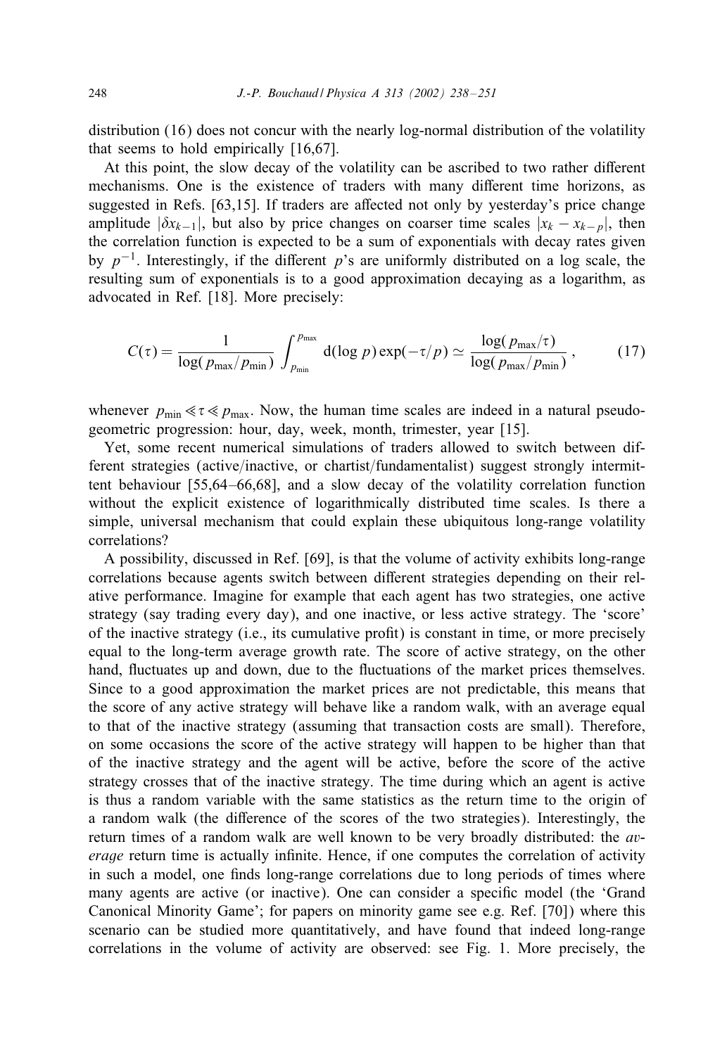distribution (16) does not concur with the nearly log-normal distribution of the volatility that seems to hold empirically [16,67].

At this point, the slow decay of the volatility can be ascribed to two rather different mechanisms. One is the existence of traders with many different time horizons, as suggested in Refs. [63,15]. If traders are affected not only by yesterday's price change amplitude $|\delta x_{k-1}|$, but also by price changes on coarser time scales $|x_k - x_{k-p}|$, then the correlation function is expected to be a sum of exponentials with decay rates given by $p^{-1}$. Interestingly, if the different $p$'s are uniformly distributed on a log scale, the resulting sum of exponentials is to a good approximation decaying as a logarithm, as advocated in Ref. [18]. More precisely:

$$C(\tau) = \frac{1}{\log(p_{\max}/p_{\min})} \int_{p_{\min}}^{p_{\max}} \mathrm{d}(\log p) \exp(-\tau/p) \simeq \frac{\log(p_{\max}/\tau)}{\log(p_{\max}/p_{\min})}, \tag{17}$$

whenever $p_{\min} \ll \tau \ll p_{\max}$. Now, the human time scales are indeed in a natural pseudo-geometric progression: hour, day, week, month, trimester, year [15].

Yet, some recent numerical simulations of traders allowed to switch between different strategies (active/inactive, or chartist/fundamentalist) suggest strongly intermittent behaviour [55,64–66,68], and a slow decay of the volatility correlation function without the explicit existence of logarithmically distributed time scales. Is there a simple, universal mechanism that could explain these ubiquitous long-range volatility correlations?

A possibility, discussed in Ref. [69], is that the volume of activity exhibits long-range correlations because agents switch between different strategies depending on their relative performance. Imagine for example that each agent has two strategies, one active strategy (say trading every day), and one inactive, or less active strategy. The 'score' of the inactive strategy (i.e., its cumulative profit) is constant in time, or more precisely equal to the long-term average growth rate. The score of active strategy, on the other hand, fluctuates up and down, due to the fluctuations of the market prices themselves. Since to a good approximation the market prices are not predictable, this means that the score of any active strategy will behave like a random walk, with an average equal to that of the inactive strategy (assuming that transaction costs are small). Therefore, on some occasions the score of the active strategy will happen to be higher than that of the inactive strategy and the agent will be active, before the score of the active strategy crosses that of the inactive strategy. The time during which an agent is active is thus a random variable with the same statistics as the return time to the origin of a random walk (the difference of the scores of the two strategies). Interestingly, the return times of a random walk are well known to be very broadly distributed: the *average* return time is actually infinite. Hence, if one computes the correlation of activity in such a model, one finds long-range correlations due to long periods of times where many agents are active (or inactive). One can consider a specific model (the 'Grand Canonical Minority Game'; for papers on minority game see e.g. Ref. [70]) where this scenario can be studied more quantitatively, and have found that indeed long-range correlations in the volume of activity are observed: see Fig. 1. More precisely, the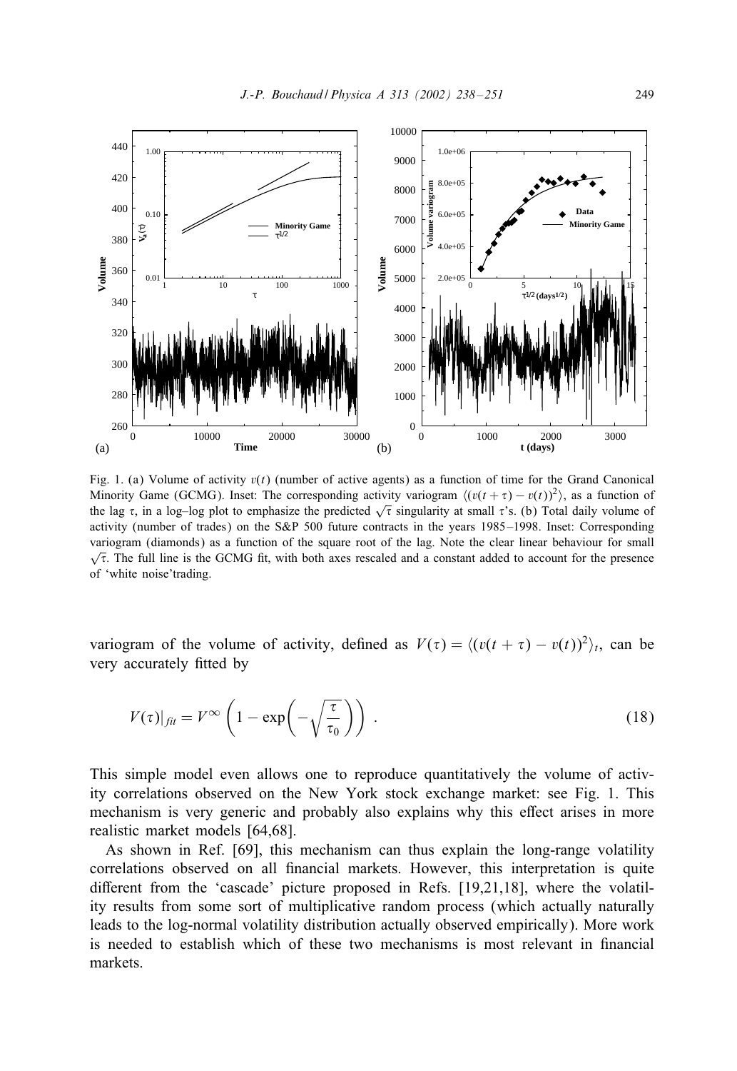Fig. 1. (a) Volume of activity $v(t)$ (number of active agents) as a function of time for the Grand Canonical Minority Game (GCMG). Inset: The corresponding activity variogram $\langle (v(t+\tau) - v(t))^2 \rangle$, as a function of the lag $\tau$, in a log–log plot to emphasize the predicted $\sqrt{\tau}$ singularity at small $\tau$'s. (b) Total daily volume of activity (number of trades) on the S&P 500 future contracts in the years 1985–1998. Inset: Corresponding variogram (diamonds) as a function of the square root of the lag. Note the clear linear behaviour for small $\sqrt{\tau}$. The full line is the GCMG fit, with both axes rescaled and a constant added to account for the presence of 'white noise'trading.

variogram of the volume of activity, defined as $V(\tau) = \langle (v(t+\tau) - v(t))^2 \rangle_t$, can be very accurately fitted by

$$V(\tau)|_{fit} = V^{\infty} \left( 1 - \exp\left( -\sqrt{\frac{\tau}{\tau_0}} \right) \right) . \tag{18}$$

This simple model even allows one to reproduce quantitatively the volume of activity correlations observed on the New York stock exchange market: see Fig. 1. This mechanism is very generic and probably also explains why this effect arises in more realistic market models [64,68].

As shown in Ref. [69], this mechanism can thus explain the long-range volatility correlations observed on all financial markets. However, this interpretation is quite different from the 'cascade' picture proposed in Refs. [19,21,18], where the volatility results from some sort of multiplicative random process (which actually naturally leads to the log-normal volatility distribution actually observed empirically). More work is needed to establish which of these two mechanisms is most relevant in financial markets.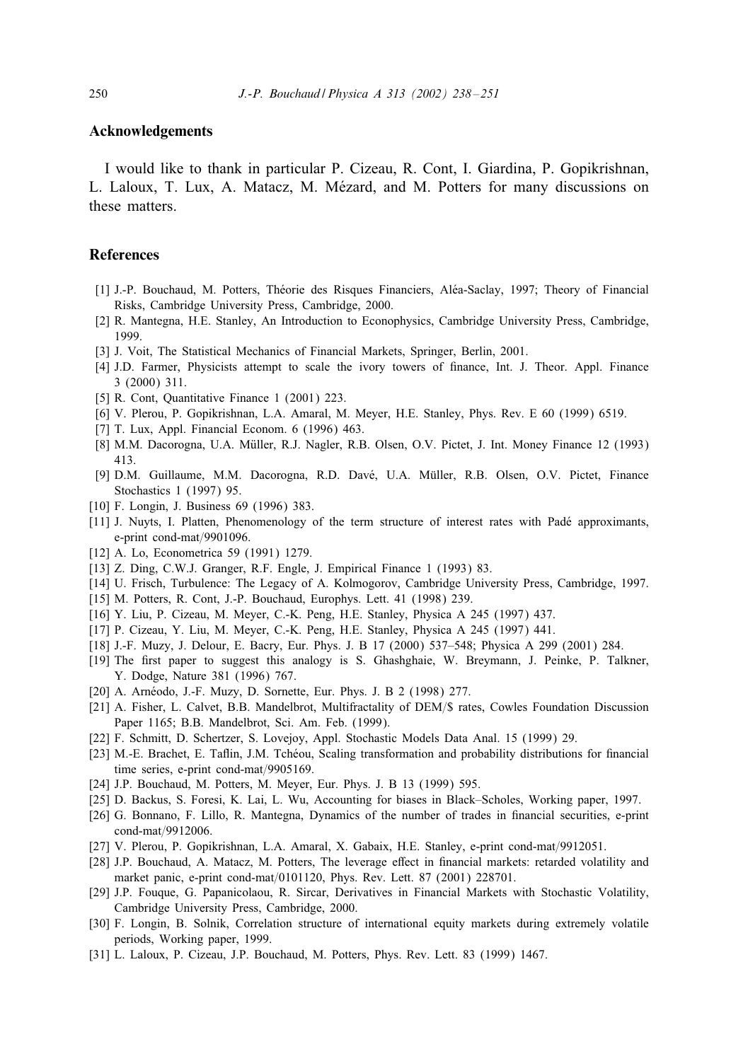## Acknowledgements

I would like to thank in particular P. Cizeau, R. Cont, I. Giardina, P. Gopikrishnan, L. Laloux, T. Lux, A. Matacz, M. Mézard, and M. Potters for many discussions on these matters.

## References

[1] J.-P. Bouchaud, M. Potters, Théorie des Risques Financiers, Aléa-Saclay, 1997; Theory of Financial Risks, Cambridge University Press, Cambridge, 2000.

[2] R. Mantegna, H.E. Stanley, An Introduction to Econophysics, Cambridge University Press, Cambridge, 1999.

[3] J. Voit, The Statistical Mechanics of Financial Markets, Springer, Berlin, 2001.

[4] J.D. Farmer, Physicists attempt to scale the ivory towers of finance, Int. J. Theor. Appl. Finance 3 (2000) 311.

[5] R. Cont, Quantitative Finance 1 (2001) 223.

[6] V. Plerou, P. Gopikrishnan, L.A. Amaral, M. Meyer, H.E. Stanley, Phys. Rev. E 60 (1999) 6519.

[7] T. Lux, Appl. Financial Econom. 6 (1996) 463.

[8] M.M. Dacorogna, U.A. Müller, R.J. Nagler, R.B. Olsen, O.V. Pictet, J. Int. Money Finance 12 (1993) 413.

[9] D.M. Guillaume, M.M. Dacorogna, R.D. Davé, U.A. Müller, R.B. Olsen, O.V. Pictet, Finance Stochastics 1 (1997) 95.

[10] F. Longin, J. Business 69 (1996) 383.

[11] J. Nuyts, I. Platten, Phenomenology of the term structure of interest rates with Padé approximants, e-print cond-mat/9901096.

[12] A. Lo, Econometrica 59 (1991) 1279.

[13] Z. Ding, C.W.J. Granger, R.F. Engle, J. Empirical Finance 1 (1993) 83.

[14] U. Frisch, Turbulence: The Legacy of A. Kolmogorov, Cambridge University Press, Cambridge, 1997.

[15] M. Potters, R. Cont, J.-P. Bouchaud, Europhys. Lett. 41 (1998) 239.

[16] Y. Liu, P. Cizeau, M. Meyer, C.-K. Peng, H.E. Stanley, Physica A 245 (1997) 437.

[17] P. Cizeau, Y. Liu, M. Meyer, C.-K. Peng, H.E. Stanley, Physica A 245 (1997) 441.

[18] J.-F. Muzy, J. Delour, E. Bacry, Eur. Phys. J. B 17 (2000) 537–548; Physica A 299 (2001) 284.

[19] The first paper to suggest this analogy is S. Ghashghaie, W. Breymann, J. Peinke, P. Talkner, Y. Dodge, Nature 381 (1996) 767.

[20] A. Arnéodo, J.-F. Muzy, D. Sornette, Eur. Phys. J. B 2 (1998) 277.

[21] A. Fisher, L. Calvet, B.B. Mandelbrot, Multifractality of DEM/$ rates, Cowles Foundation Discussion Paper 1165; B.B. Mandelbrot, Sci. Am. Feb. (1999).

[22] F. Schmitt, D. Schertzer, S. Lovejoy, Appl. Stochastic Models Data Anal. 15 (1999) 29.

[23] M.-E. Brachet, E. Taflin, J.M. Tchéou, Scaling transformation and probability distributions for financial time series, e-print cond-mat/9905169.

[24] J.P. Bouchaud, M. Potters, M. Meyer, Eur. Phys. J. B 13 (1999) 595.

[25] D. Backus, S. Foresi, K. Lai, L. Wu, Accounting for biases in Black–Scholes, Working paper, 1997.

[26] G. Bonnano, F. Lillo, R. Mantegna, Dynamics of the number of trades in financial securities, e-print cond-mat/9912006.

[27] V. Plerou, P. Gopikrishnan, L.A. Amaral, X. Gabaix, H.E. Stanley, e-print cond-mat/9912051.

[28] J.P. Bouchaud, A. Matacz, M. Potters, The leverage effect in financial markets: retarded volatility and market panic, e-print cond-mat/0101120, Phys. Rev. Lett. 87 (2001) 228701.

[29] J.P. Fouque, G. Papanicolaou, R. Sircar, Derivatives in Financial Markets with Stochastic Volatility, Cambridge University Press, Cambridge, 2000.

[30] F. Longin, B. Solnik, Correlation structure of international equity markets during extremely volatile periods, Working paper, 1999.

[31] L. Laloux, P. Cizeau, J.P. Bouchaud, M. Potters, Phys. Rev. Lett. 83 (1999) 1467.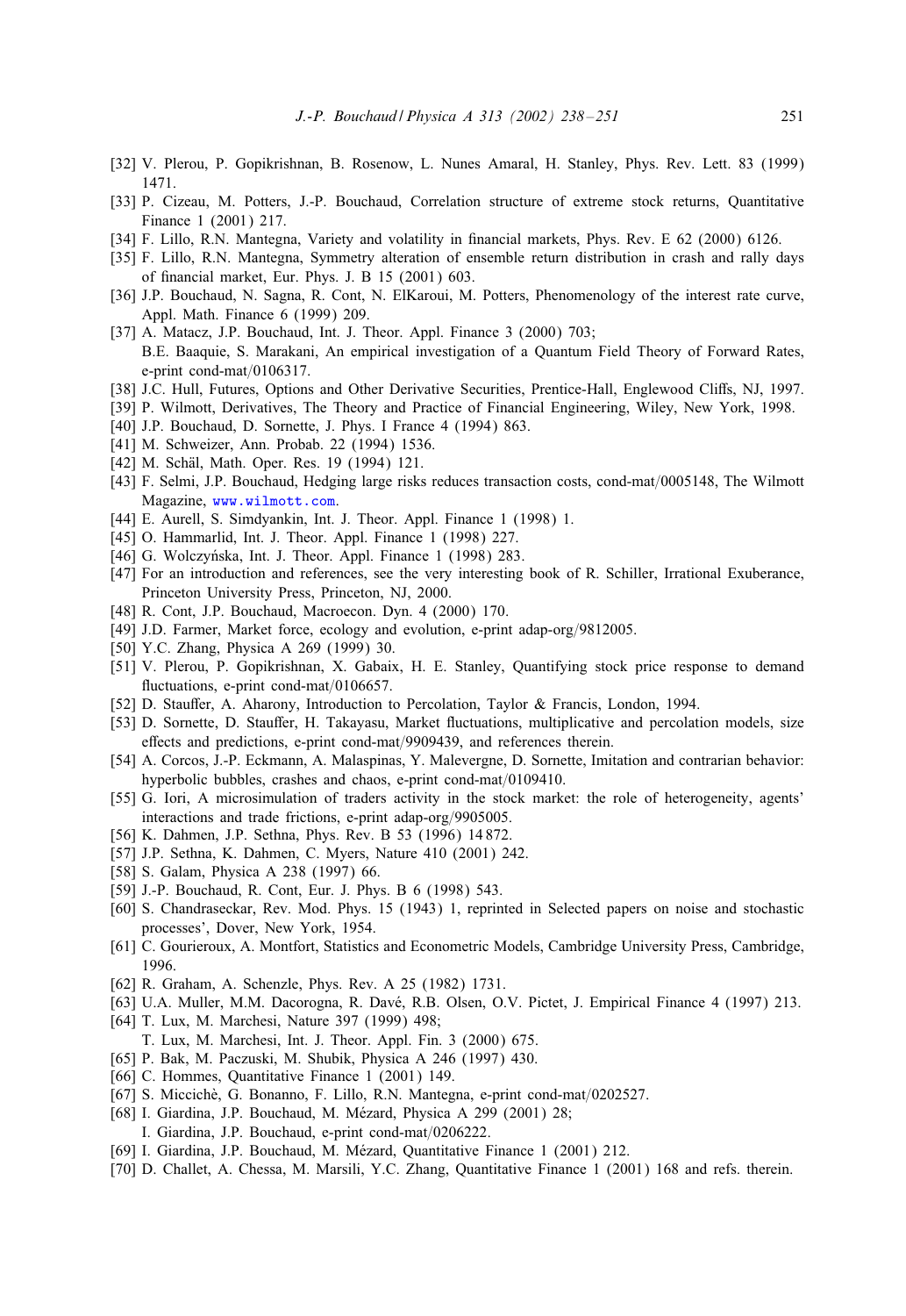[32] V. Plerou, P. Gopikrishnan, B. Rosenow, L. Nunes Amaral, H. Stanley, Phys. Rev. Lett. 83 (1999) 1471.

[33] P. Cizeau, M. Potters, J.-P. Bouchaud, Correlation structure of extreme stock returns, Quantitative Finance 1 (2001) 217.

[34] F. Lillo, R.N. Mantegna, Variety and volatility in financial markets, Phys. Rev. E 62 (2000) 6126.

[35] F. Lillo, R.N. Mantegna, Symmetry alteration of ensemble return distribution in crash and rally days of financial market, Eur. Phys. J. B 15 (2001) 603.

[36] J.P. Bouchaud, N. Sagna, R. Cont, N. ElKaroui, M. Potters, Phenomenology of the interest rate curve, Appl. Math. Finance 6 (1999) 209.

[37] A. Matacz, J.P. Bouchaud, Int. J. Theor. Appl. Finance 3 (2000) 703;
B.E. Baaquie, S. Marakani, An empirical investigation of a Quantum Field Theory of Forward Rates, e-print cond-mat/0106317.

[38] J.C. Hull, Futures, Options and Other Derivative Securities, Prentice-Hall, Englewood Cliffs, NJ, 1997.

[39] P. Wilmott, Derivatives, The Theory and Practice of Financial Engineering, Wiley, New York, 1998.

[40] J.P. Bouchaud, D. Sornette, J. Phys. I France 4 (1994) 863.

[41] M. Schweizer, Ann. Probab. 22 (1994) 1536.

[42] M. Schäl, Math. Oper. Res. 19 (1994) 121.

[43] F. Selmi, J.P. Bouchaud, Hedging large risks reduces transaction costs, cond-mat/0005148, The Wilmott Magazine, www.wilmott.com.

[44] E. Aurell, S. Simdyankin, Int. J. Theor. Appl. Finance 1 (1998) 1.

[45] O. Hammarlid, Int. J. Theor. Appl. Finance 1 (1998) 227.

[46] G. Wolczyńska, Int. J. Theor. Appl. Finance 1 (1998) 283.

[47] For an introduction and references, see the very interesting book of R. Schiller, Irrational Exuberance, Princeton University Press, Princeton, NJ, 2000.

[48] R. Cont, J.P. Bouchaud, Macroecon. Dyn. 4 (2000) 170.

[49] J.D. Farmer, Market force, ecology and evolution, e-print adap-org/9812005.

[50] Y.C. Zhang, Physica A 269 (1999) 30.

[51] V. Plerou, P. Gopikrishnan, X. Gabaix, H. E. Stanley, Quantifying stock price response to demand fluctuations, e-print cond-mat/0106657.

[52] D. Stauffer, A. Aharony, Introduction to Percolation, Taylor & Francis, London, 1994.

[53] D. Sornette, D. Stauffer, H. Takayasu, Market fluctuations, multiplicative and percolation models, size effects and predictions, e-print cond-mat/9909439, and references therein.

[54] A. Corcos, J.-P. Eckmann, A. Malaspinas, Y. Malevergne, D. Sornette, Imitation and contrarian behavior: hyperbolic bubbles, crashes and chaos, e-print cond-mat/0109410.

[55] G. Iori, A microsimulation of traders activity in the stock market: the role of heterogeneity, agents' interactions and trade frictions, e-print adap-org/9905005.

[56] K. Dahmen, J.P. Sethna, Phys. Rev. B 53 (1996) 14 872.

[57] J.P. Sethna, K. Dahmen, C. Myers, Nature 410 (2001) 242.

[58] S. Galam, Physica A 238 (1997) 66.

[59] J.-P. Bouchaud, R. Cont, Eur. J. Phys. B 6 (1998) 543.

[60] S. Chandraseckar, Rev. Mod. Phys. 15 (1943) 1, reprinted in Selected papers on noise and stochastic processes', Dover, New York, 1954.

[61] C. Gourieroux, A. Montfort, Statistics and Econometric Models, Cambridge University Press, Cambridge, 1996.

[62] R. Graham, A. Schenzle, Phys. Rev. A 25 (1982) 1731.

[63] U.A. Muller, M.M. Dacorogna, R. Davé, R.B. Olsen, O.V. Pictet, J. Empirical Finance 4 (1997) 213.

[64] T. Lux, M. Marchesi, Nature 397 (1999) 498;
T. Lux, M. Marchesi, Int. J. Theor. Appl. Fin. 3 (2000) 675.

[65] P. Bak, M. Paczuski, M. Shubik, Physica A 246 (1997) 430.

[66] C. Hommes, Quantitative Finance 1 (2001) 149.

[67] S. Miccichè, G. Bonanno, F. Lillo, R.N. Mantegna, e-print cond-mat/0202527.

[68] I. Giardina, J.P. Bouchaud, M. Mézard, Physica A 299 (2001) 28;
I. Giardina, J.P. Bouchaud, e-print cond-mat/0206222.

[69] I. Giardina, J.P. Bouchaud, M. Mézard, Quantitative Finance 1 (2001) 212.

[70] D. Challet, A. Chessa, M. Marsili, Y.C. Zhang, Quantitative Finance 1 (2001) 168 and refs. therein.